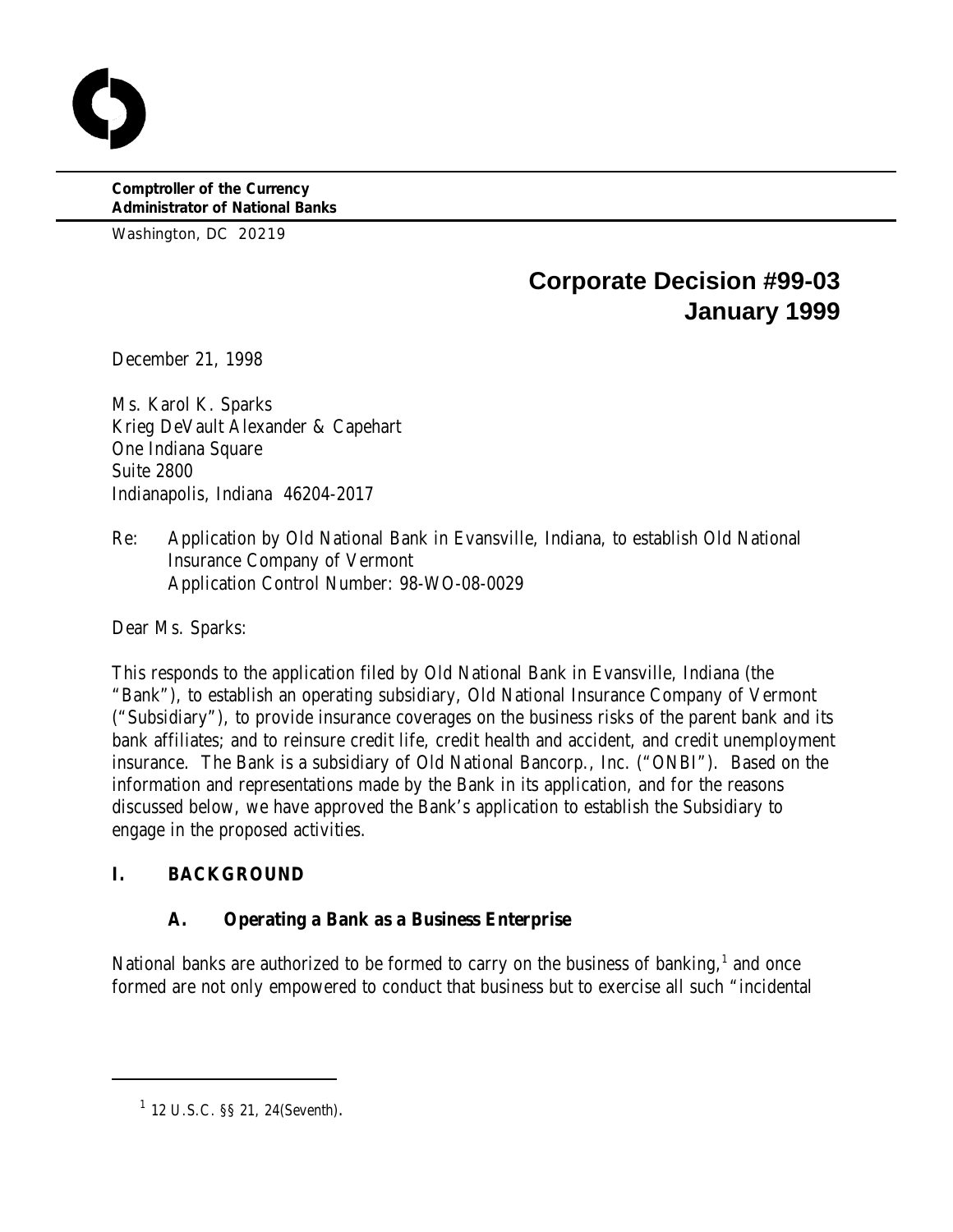**Comptroller of the Currency**
**Administrator of National Banks**

Washington, DC 20219

# Corporate Decision #99-03
# January 1999

December 21, 1998

Ms. Karol K. Sparks
Krieg DeVault Alexander & Capehart
One Indiana Square
Suite 2800
Indianapolis, Indiana 46204-2017

Re: Application by Old National Bank in Evansville, Indiana, to establish Old National Insurance Company of Vermont
Application Control Number: 98-WO-08-0029

Dear Ms. Sparks:

This responds to the application filed by Old National Bank in Evansville, Indiana (the "Bank"), to establish an operating subsidiary, Old National Insurance Company of Vermont ("Subsidiary"), to provide insurance coverages on the business risks of the parent bank and its bank affiliates; and to reinsure credit life, credit health and accident, and credit unemployment insurance. The Bank is a subsidiary of Old National Bancorp., Inc. ("ONBI"). Based on the information and representations made by the Bank in its application, and for the reasons discussed below, we have approved the Bank's application to establish the Subsidiary to engage in the proposed activities.

## I. BACKGROUND

### A. Operating a Bank as a Business Enterprise

National banks are authorized to be formed to carry on the business of banking,[1] and once formed are not only empowered to conduct that business but to exercise all such "incidental

---

[1] 12 U.S.C. §§ 21, 24(Seventh).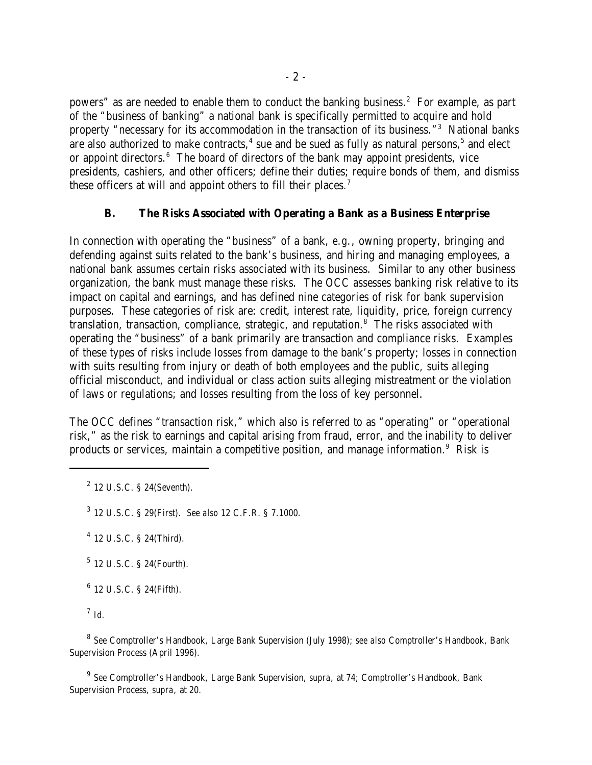powers" as are needed to enable them to conduct the banking business.[2] For example, as part of the "business of banking" a national bank is specifically permitted to acquire and hold property "necessary for its accommodation in the transaction of its business."[3] National banks are also authorized to make contracts,[4] sue and be sued as fully as natural persons,[5] and elect or appoint directors.[6] The board of directors of the bank may appoint presidents, vice presidents, cashiers, and other officers; define their duties; require bonds of them, and dismiss these officers at will and appoint others to fill their places.[7]

### B. The Risks Associated with Operating a Bank as a Business Enterprise

In connection with operating the "business" of a bank, *e.g.*, owning property, bringing and defending against suits related to the bank's business, and hiring and managing employees, a national bank assumes certain risks associated with its business. Similar to any other business organization, the bank must manage these risks. The OCC assesses banking risk relative to its impact on capital and earnings, and has defined nine categories of risk for bank supervision purposes. These categories of risk are: credit, interest rate, liquidity, price, foreign currency translation, transaction, compliance, strategic, and reputation.[8] The risks associated with operating the "business" of a bank primarily are transaction and compliance risks. Examples of these types of risks include losses from damage to the bank's property; losses in connection with suits resulting from injury or death of both employees and the public, suits alleging official misconduct, and individual or class action suits alleging mistreatment or the violation of laws or regulations; and losses resulting from the loss of key personnel.

The OCC defines "transaction risk," which also is referred to as "operating" or "operational risk," as the risk to earnings and capital arising from fraud, error, and the inability to deliver products or services, maintain a competitive position, and manage information.[9] Risk is

---

[2] 12 U.S.C. § 24(Seventh).

[3] 12 U.S.C. § 29(First). *See also* 12 C.F.R. § 7.1000.

[4] 12 U.S.C. § 24(Third).

[5] 12 U.S.C. § 24(Fourth).

[6] 12 U.S.C. § 24(Fifth).

[7] *Id.*

[8] *See* Comptroller's Handbook, Large Bank Supervision (July 1998); *see also* Comptroller's Handbook, Bank Supervision Process (April 1996).

[9] *See* Comptroller's Handbook, Large Bank Supervision, *supra*, at 74; Comptroller's Handbook, Bank Supervision Process, *supra*, at 20.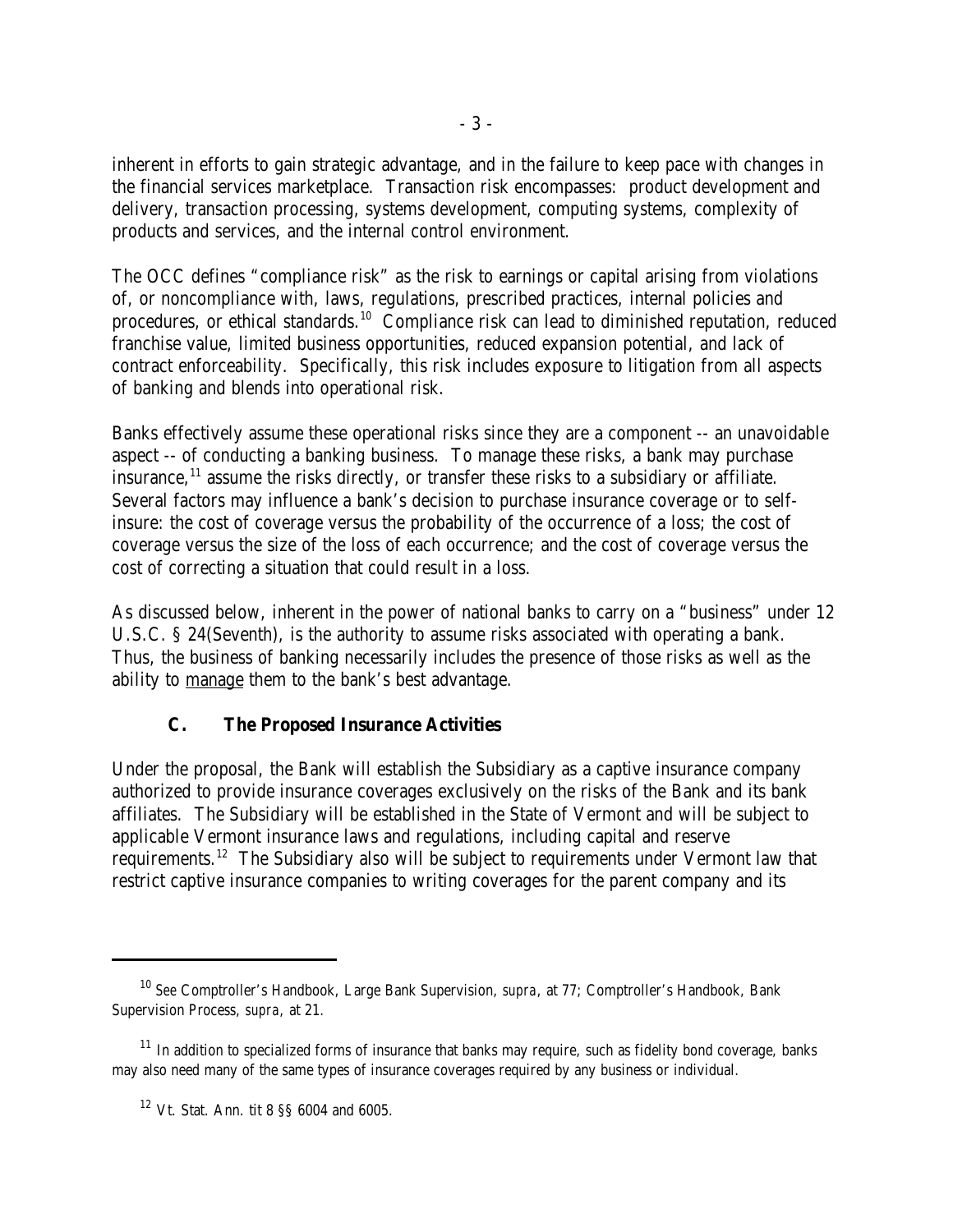inherent in efforts to gain strategic advantage, and in the failure to keep pace with changes in the financial services marketplace. Transaction risk encompasses: product development and delivery, transaction processing, systems development, computing systems, complexity of products and services, and the internal control environment.

The OCC defines "compliance risk" as the risk to earnings or capital arising from violations of, or noncompliance with, laws, regulations, prescribed practices, internal policies and procedures, or ethical standards.[10] Compliance risk can lead to diminished reputation, reduced franchise value, limited business opportunities, reduced expansion potential, and lack of contract enforceability. Specifically, this risk includes exposure to litigation from all aspects of banking and blends into operational risk.

Banks effectively assume these operational risks since they are a component -- an unavoidable aspect -- of conducting a banking business. To manage these risks, a bank may purchase insurance,[11] assume the risks directly, or transfer these risks to a subsidiary or affiliate. Several factors may influence a bank's decision to purchase insurance coverage or to self-insure: the cost of coverage versus the probability of the occurrence of a loss; the cost of coverage versus the size of the loss of each occurrence; and the cost of coverage versus the cost of correcting a situation that could result in a loss.

As discussed below, inherent in the power of national banks to carry on a "business" under 12 U.S.C. § 24(Seventh), is the authority to assume risks associated with operating a bank. Thus, the business of banking necessarily includes the presence of those risks as well as the ability to manage them to the bank's best advantage.

### C. The Proposed Insurance Activities

Under the proposal, the Bank will establish the Subsidiary as a captive insurance company authorized to provide insurance coverages exclusively on the risks of the Bank and its bank affiliates. The Subsidiary will be established in the State of Vermont and will be subject to applicable Vermont insurance laws and regulations, including capital and reserve requirements.[12] The Subsidiary also will be subject to requirements under Vermont law that restrict captive insurance companies to writing coverages for the parent company and its

---

[10] *See* Comptroller's Handbook, Large Bank Supervision, *supra*, at 77; Comptroller's Handbook, Bank Supervision Process, *supra*, at 21.

[11] In addition to specialized forms of insurance that banks may require, such as fidelity bond coverage, banks may also need many of the same types of insurance coverages required by any business or individual.

[12] Vt. Stat. Ann. tit 8 §§ 6004 and 6005.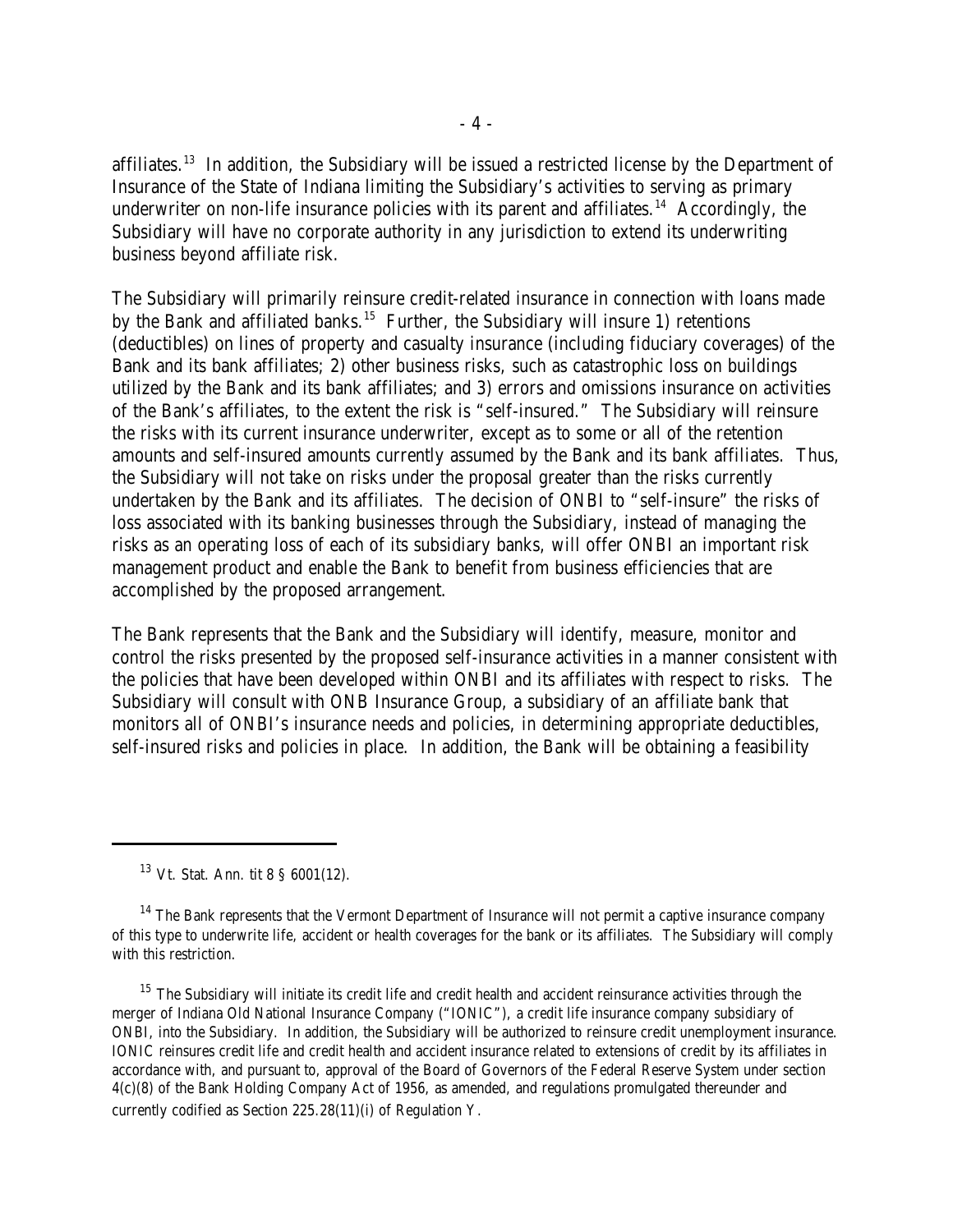affiliates.[13] In addition, the Subsidiary will be issued a restricted license by the Department of Insurance of the State of Indiana limiting the Subsidiary's activities to serving as primary underwriter on non-life insurance policies with its parent and affiliates.[14] Accordingly, the Subsidiary will have no corporate authority in any jurisdiction to extend its underwriting business beyond affiliate risk.

The Subsidiary will primarily reinsure credit-related insurance in connection with loans made by the Bank and affiliated banks.[15] Further, the Subsidiary will insure 1) retentions (deductibles) on lines of property and casualty insurance (including fiduciary coverages) of the Bank and its bank affiliates; 2) other business risks, such as catastrophic loss on buildings utilized by the Bank and its bank affiliates; and 3) errors and omissions insurance on activities of the Bank's affiliates, to the extent the risk is "self-insured." The Subsidiary will reinsure the risks with its current insurance underwriter, except as to some or all of the retention amounts and self-insured amounts currently assumed by the Bank and its bank affiliates. Thus, the Subsidiary will not take on risks under the proposal greater than the risks currently undertaken by the Bank and its affiliates. The decision of ONBI to "self-insure" the risks of loss associated with its banking businesses through the Subsidiary, instead of managing the risks as an operating loss of each of its subsidiary banks, will offer ONBI an important risk management product and enable the Bank to benefit from business efficiencies that are accomplished by the proposed arrangement.

The Bank represents that the Bank and the Subsidiary will identify, measure, monitor and control the risks presented by the proposed self-insurance activities in a manner consistent with the policies that have been developed within ONBI and its affiliates with respect to risks. The Subsidiary will consult with ONB Insurance Group, a subsidiary of an affiliate bank that monitors all of ONBI's insurance needs and policies, in determining appropriate deductibles, self-insured risks and policies in place. In addition, the Bank will be obtaining a feasibility

---

[13] Vt. Stat. Ann. tit 8 § 6001(12).

[14] The Bank represents that the Vermont Department of Insurance will not permit a captive insurance company of this type to underwrite life, accident or health coverages for the bank or its affiliates. The Subsidiary will comply with this restriction.

[15] The Subsidiary will initiate its credit life and credit health and accident reinsurance activities through the merger of Indiana Old National Insurance Company ("IONIC"), a credit life insurance company subsidiary of ONBI, into the Subsidiary. In addition, the Subsidiary will be authorized to reinsure credit unemployment insurance. IONIC reinsures credit life and credit health and accident insurance related to extensions of credit by its affiliates in accordance with, and pursuant to, approval of the Board of Governors of the Federal Reserve System under section 4(c)(8) of the Bank Holding Company Act of 1956, as amended, and regulations promulgated thereunder and currently codified as Section 225.28(11)(i) of Regulation Y.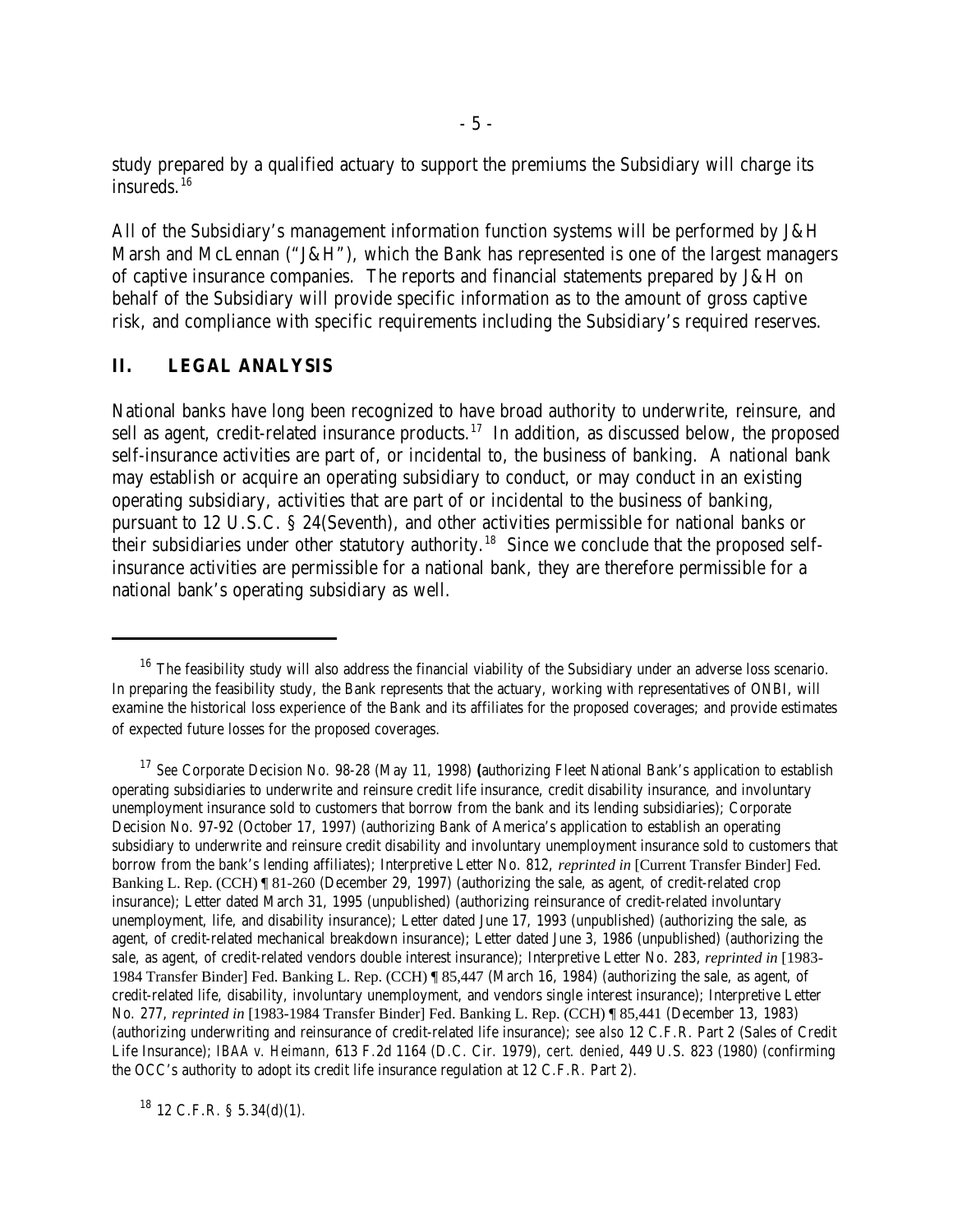study prepared by a qualified actuary to support the premiums the Subsidiary will charge its insureds.[16]

All of the Subsidiary's management information function systems will be performed by J&H Marsh and McLennan ("J&H"), which the Bank has represented is one of the largest managers of captive insurance companies. The reports and financial statements prepared by J&H on behalf of the Subsidiary will provide specific information as to the amount of gross captive risk, and compliance with specific requirements including the Subsidiary's required reserves.

## II. LEGAL ANALYSIS

National banks have long been recognized to have broad authority to underwrite, reinsure, and sell as agent, credit-related insurance products.[17] In addition, as discussed below, the proposed self-insurance activities are part of, or incidental to, the business of banking. A national bank may establish or acquire an operating subsidiary to conduct, or may conduct in an existing operating subsidiary, activities that are part of or incidental to the business of banking, pursuant to 12 U.S.C. § 24(Seventh), and other activities permissible for national banks or their subsidiaries under other statutory authority.[18] Since we conclude that the proposed self-insurance activities are permissible for a national bank, they are therefore permissible for a national bank's operating subsidiary as well.

---

[16] The feasibility study will also address the financial viability of the Subsidiary under an adverse loss scenario. In preparing the feasibility study, the Bank represents that the actuary, working with representatives of ONBI, will examine the historical loss experience of the Bank and its affiliates for the proposed coverages; and provide estimates of expected future losses for the proposed coverages.

[17] *See* Corporate Decision No. 98-28 (May 11, 1998) (authorizing Fleet National Bank's application to establish operating subsidiaries to underwrite and reinsure credit life insurance, credit disability insurance, and involuntary unemployment insurance sold to customers that borrow from the bank and its lending subsidiaries); Corporate Decision No. 97-92 (October 17, 1997) (authorizing Bank of America's application to establish an operating subsidiary to underwrite and reinsure credit disability and involuntary unemployment insurance sold to customers that borrow from the bank's lending affiliates); Interpretive Letter No. 812, *reprinted in* [Current Transfer Binder] Fed. Banking L. Rep. (CCH) ¶ 81-260 (December 29, 1997) (authorizing the sale, as agent, of credit-related crop insurance); Letter dated March 31, 1995 (unpublished) (authorizing reinsurance of credit-related involuntary unemployment, life, and disability insurance); Letter dated June 17, 1993 (unpublished) (authorizing the sale, as agent, of credit-related mechanical breakdown insurance); Letter dated June 3, 1986 (unpublished) (authorizing the sale, as agent, of credit-related vendors double interest insurance); Interpretive Letter No. 283, *reprinted in* [1983-1984 Transfer Binder] Fed. Banking L. Rep. (CCH) ¶ 85,447 (March 16, 1984) (authorizing the sale, as agent, of credit-related life, disability, involuntary unemployment, and vendors single interest insurance); Interpretive Letter No. 277, *reprinted in* [1983-1984 Transfer Binder] Fed. Banking L. Rep. (CCH) ¶ 85,441 (December 13, 1983) (authorizing underwriting and reinsurance of credit-related life insurance); *see also* 12 C.F.R. Part 2 (Sales of Credit Life Insurance); *IBAA v. Heimann*, 613 F.2d 1164 (D.C. Cir. 1979), *cert. denied*, 449 U.S. 823 (1980) (confirming the OCC's authority to adopt its credit life insurance regulation at 12 C.F.R. Part 2).

[18] 12 C.F.R. § 5.34(d)(1).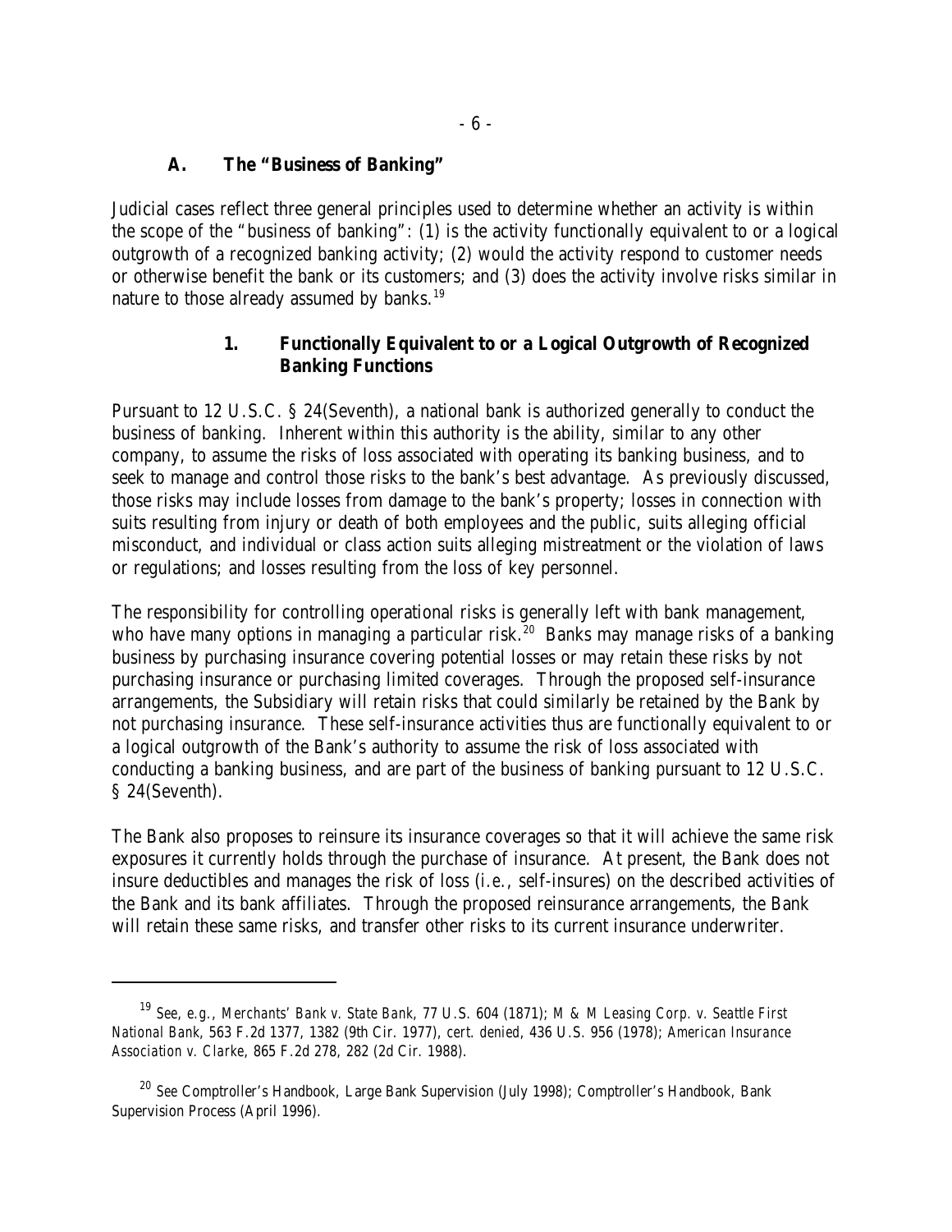### A. The "Business of Banking"

Judicial cases reflect three general principles used to determine whether an activity is within the scope of the "business of banking": (1) is the activity functionally equivalent to or a logical outgrowth of a recognized banking activity; (2) would the activity respond to customer needs or otherwise benefit the bank or its customers; and (3) does the activity involve risks similar in nature to those already assumed by banks.[19]

#### 1. Functionally Equivalent to or a Logical Outgrowth of Recognized Banking Functions

Pursuant to 12 U.S.C. § 24(Seventh), a national bank is authorized generally to conduct the business of banking. Inherent within this authority is the ability, similar to any other company, to assume the risks of loss associated with operating its banking business, and to seek to manage and control those risks to the bank's best advantage. As previously discussed, those risks may include losses from damage to the bank's property; losses in connection with suits resulting from injury or death of both employees and the public, suits alleging official misconduct, and individual or class action suits alleging mistreatment or the violation of laws or regulations; and losses resulting from the loss of key personnel.

The responsibility for controlling operational risks is generally left with bank management, who have many options in managing a particular risk.[20] Banks may manage risks of a banking business by purchasing insurance covering potential losses or may retain these risks by not purchasing insurance or purchasing limited coverages. Through the proposed self-insurance arrangements, the Subsidiary will retain risks that could similarly be retained by the Bank by not purchasing insurance. These self-insurance activities thus are functionally equivalent to or a logical outgrowth of the Bank's authority to assume the risk of loss associated with conducting a banking business, and are part of the business of banking pursuant to 12 U.S.C. § 24(Seventh).

The Bank also proposes to reinsure its insurance coverages so that it will achieve the same risk exposures it currently holds through the purchase of insurance. At present, the Bank does not insure deductibles and manages the risk of loss (*i.e.*, self-insures) on the described activities of the Bank and its bank affiliates. Through the proposed reinsurance arrangements, the Bank will retain these same risks, and transfer other risks to its current insurance underwriter.

---

[19] *See, e.g., Merchants' Bank v. State Bank*, 77 U.S. 604 (1871); *M & M Leasing Corp. v. Seattle First National Bank*, 563 F.2d 1377, 1382 (9th Cir. 1977), *cert. denied*, 436 U.S. 956 (1978); *American Insurance Association v. Clarke*, 865 F.2d 278, 282 (2d Cir. 1988).

[20] *See* Comptroller's Handbook, Large Bank Supervision (July 1998); Comptroller's Handbook, Bank Supervision Process (April 1996).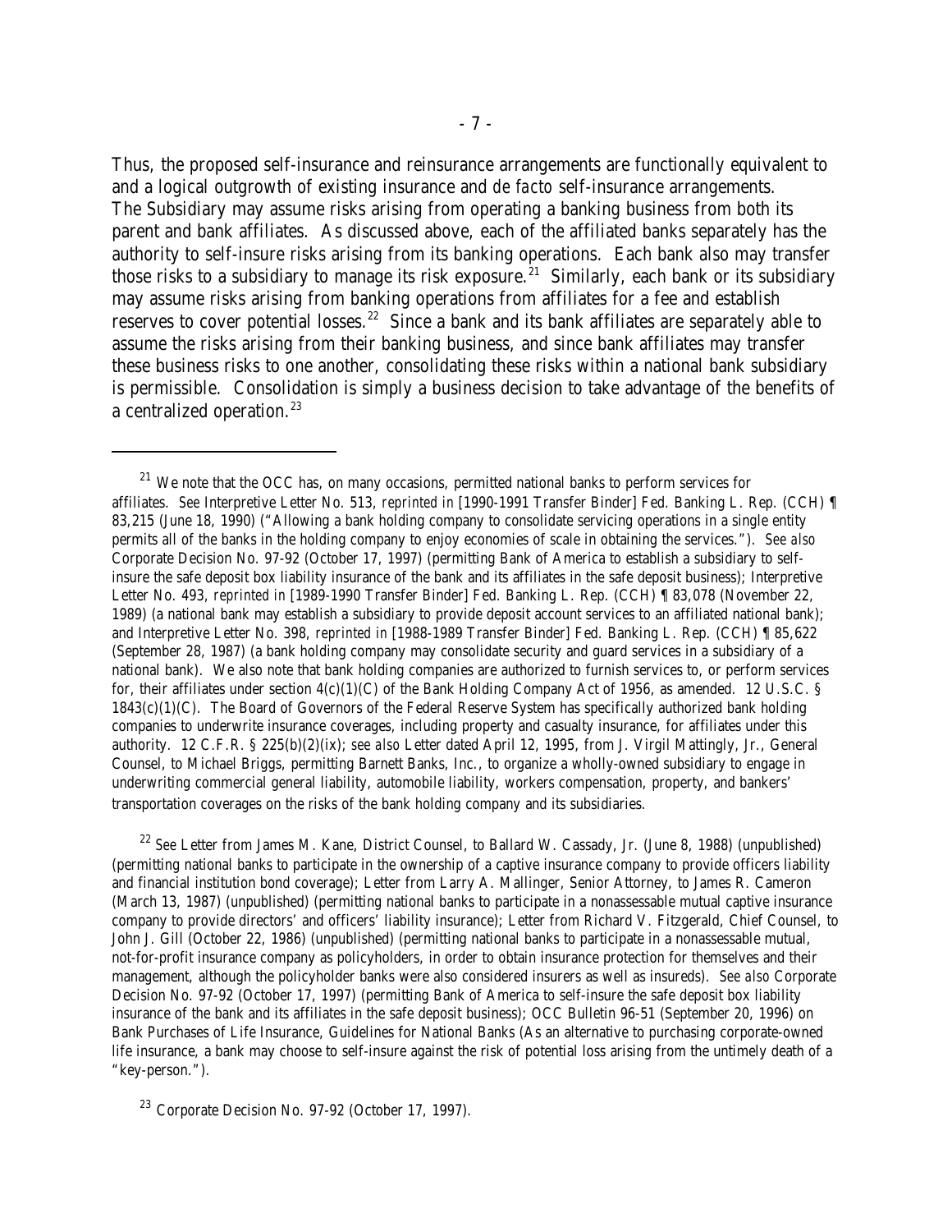Thus, the proposed self-insurance and reinsurance arrangements are functionally equivalent to and a logical outgrowth of existing insurance and *de facto* self-insurance arrangements. The Subsidiary may assume risks arising from operating a banking business from both its parent and bank affiliates. As discussed above, each of the affiliated banks separately has the authority to self-insure risks arising from its banking operations. Each bank also may transfer those risks to a subsidiary to manage its risk exposure.[21] Similarly, each bank or its subsidiary may assume risks arising from banking operations from affiliates for a fee and establish reserves to cover potential losses.[22] Since a bank and its bank affiliates are separately able to assume the risks arising from their banking business, and since bank affiliates may transfer these business risks to one another, consolidating these risks within a national bank subsidiary is permissible. Consolidation is simply a business decision to take advantage of the benefits of a centralized operation.[23]

---

[21] We note that the OCC has, on many occasions, permitted national banks to perform services for affiliates. *See* Interpretive Letter No. 513, *reprinted in* [1990-1991 Transfer Binder] Fed. Banking L. Rep. (CCH) ¶ 83,215 (June 18, 1990) ("Allowing a bank holding company to consolidate servicing operations in a single entity permits all of the banks in the holding company to enjoy economies of scale in obtaining the services."). *See also* Corporate Decision No. 97-92 (October 17, 1997) (permitting Bank of America to establish a subsidiary to self-insure the safe deposit box liability insurance of the bank and its affiliates in the safe deposit business); Interpretive Letter No. 493, *reprinted in* [1989-1990 Transfer Binder] Fed. Banking L. Rep. (CCH) ¶ 83,078 (November 22, 1989) (a national bank may establish a subsidiary to provide deposit account services to an affiliated national bank); and Interpretive Letter No. 398, *reprinted in* [1988-1989 Transfer Binder] Fed. Banking L. Rep. (CCH) ¶ 85,622 (September 28, 1987) (a bank holding company may consolidate security and guard services in a subsidiary of a national bank). We also note that bank holding companies are authorized to furnish services to, or perform services for, their affiliates under section 4(c)(1)(C) of the Bank Holding Company Act of 1956, as amended. 12 U.S.C. § 1843(c)(1)(C). The Board of Governors of the Federal Reserve System has specifically authorized bank holding companies to underwrite insurance coverages, including property and casualty insurance, for affiliates under this authority. 12 C.F.R. § 225(b)(2)(ix); *see also* Letter dated April 12, 1995, from J. Virgil Mattingly, Jr., General Counsel, to Michael Briggs, permitting Barnett Banks, Inc., to organize a wholly-owned subsidiary to engage in underwriting commercial general liability, automobile liability, workers compensation, property, and bankers' transportation coverages on the risks of the bank holding company and its subsidiaries.

[22] *See* Letter from James M. Kane, District Counsel, to Ballard W. Cassady, Jr. (June 8, 1988) (unpublished) (permitting national banks to participate in the ownership of a captive insurance company to provide officers liability and financial institution bond coverage); Letter from Larry A. Mallinger, Senior Attorney, to James R. Cameron (March 13, 1987) (unpublished) (permitting national banks to participate in a nonassessable mutual captive insurance company to provide directors' and officers' liability insurance); Letter from Richard V. Fitzgerald, Chief Counsel, to John J. Gill (October 22, 1986) (unpublished) (permitting national banks to participate in a nonassessable mutual, not-for-profit insurance company as policyholders, in order to obtain insurance protection for themselves and their management, although the policyholder banks were also considered insurers as well as insureds). *See also* Corporate Decision No. 97-92 (October 17, 1997) (permitting Bank of America to self-insure the safe deposit box liability insurance of the bank and its affiliates in the safe deposit business); OCC Bulletin 96-51 (September 20, 1996) on Bank Purchases of Life Insurance, Guidelines for National Banks (As an alternative to purchasing corporate-owned life insurance, a bank may choose to self-insure against the risk of potential loss arising from the untimely death of a "key-person.").

[23] Corporate Decision No. 97-92 (October 17, 1997).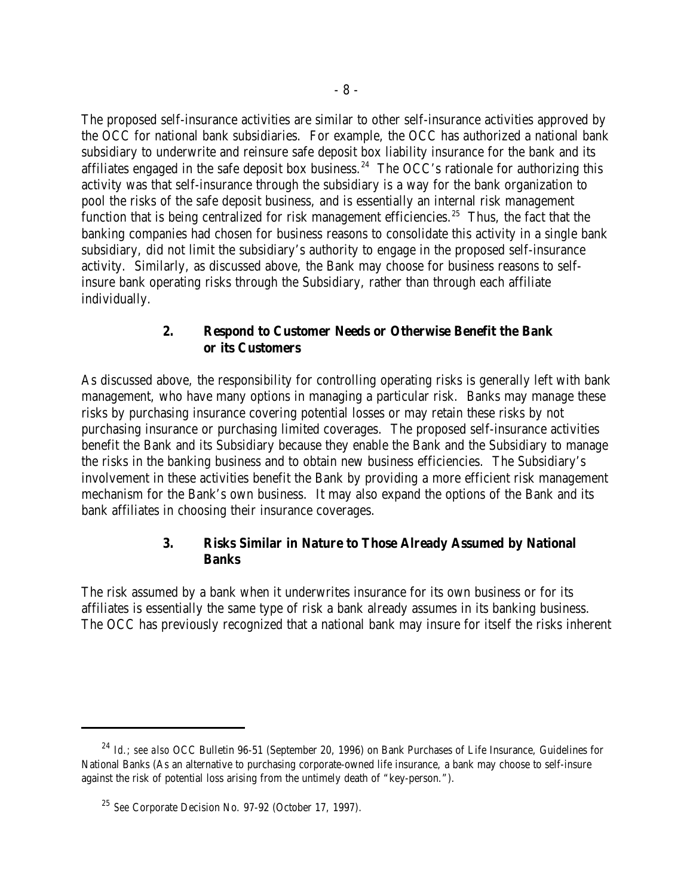The proposed self-insurance activities are similar to other self-insurance activities approved by the OCC for national bank subsidiaries. For example, the OCC has authorized a national bank subsidiary to underwrite and reinsure safe deposit box liability insurance for the bank and its affiliates engaged in the safe deposit box business.[24] The OCC's rationale for authorizing this activity was that self-insurance through the subsidiary is a way for the bank organization to pool the risks of the safe deposit business, and is essentially an internal risk management function that is being centralized for risk management efficiencies.[25] Thus, the fact that the banking companies had chosen for business reasons to consolidate this activity in a single bank subsidiary, did not limit the subsidiary's authority to engage in the proposed self-insurance activity. Similarly, as discussed above, the Bank may choose for business reasons to self-insure bank operating risks through the Subsidiary, rather than through each affiliate individually.

### 2. Respond to Customer Needs or Otherwise Benefit the Bank or its Customers

As discussed above, the responsibility for controlling operating risks is generally left with bank management, who have many options in managing a particular risk. Banks may manage these risks by purchasing insurance covering potential losses or may retain these risks by not purchasing insurance or purchasing limited coverages. The proposed self-insurance activities benefit the Bank and its Subsidiary because they enable the Bank and the Subsidiary to manage the risks in the banking business and to obtain new business efficiencies. The Subsidiary's involvement in these activities benefit the Bank by providing a more efficient risk management mechanism for the Bank's own business. It may also expand the options of the Bank and its bank affiliates in choosing their insurance coverages.

### 3. Risks Similar in Nature to Those Already Assumed by National Banks

The risk assumed by a bank when it underwrites insurance for its own business or for its affiliates is essentially the same type of risk a bank already assumes in its banking business. The OCC has previously recognized that a national bank may insure for itself the risks inherent

---

[24] *Id.*; *see also* OCC Bulletin 96-51 (September 20, 1996) on Bank Purchases of Life Insurance, Guidelines for National Banks (As an alternative to purchasing corporate-owned life insurance, a bank may choose to self-insure against the risk of potential loss arising from the untimely death of "key-person.").

[25] *See* Corporate Decision No. 97-92 (October 17, 1997).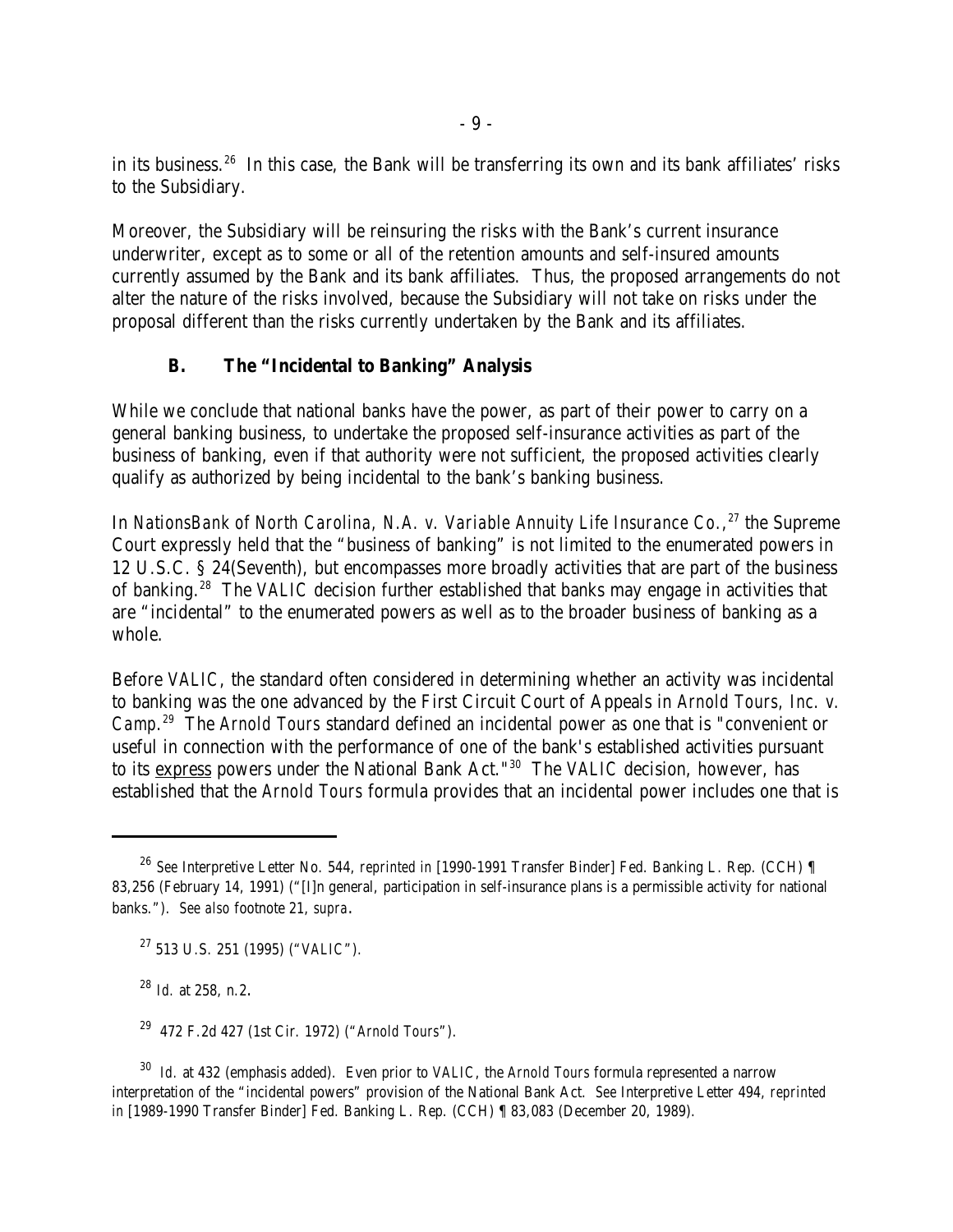in its business.[26] In this case, the Bank will be transferring its own and its bank affiliates' risks to the Subsidiary.

Moreover, the Subsidiary will be reinsuring the risks with the Bank's current insurance underwriter, except as to some or all of the retention amounts and self-insured amounts currently assumed by the Bank and its bank affiliates. Thus, the proposed arrangements do not alter the nature of the risks involved, because the Subsidiary will not take on risks under the proposal different than the risks currently undertaken by the Bank and its affiliates.

### B. The "Incidental to Banking" Analysis

While we conclude that national banks have the power, as part of their power to carry on a general banking business, to undertake the proposed self-insurance activities as part of the business of banking, even if that authority were not sufficient, the proposed activities clearly qualify as authorized by being incidental to the bank's banking business.

In *NationsBank of North Carolina, N.A. v. Variable Annuity Life Insurance Co.*,[27] the Supreme Court expressly held that the "business of banking" is not limited to the enumerated powers in 12 U.S.C. § 24(Seventh), but encompasses more broadly activities that are part of the business of banking.[28] The *VALIC* decision further established that banks may engage in activities that are "incidental" to the enumerated powers as well as to the broader business of banking as a whole.

Before *VALIC*, the standard often considered in determining whether an activity was incidental to banking was the one advanced by the First Circuit Court of Appeals in *Arnold Tours, Inc. v. Camp*.[29] The *Arnold Tours* standard defined an incidental power as one that is "convenient or useful in connection with the performance of one of the bank's established activities pursuant to its <u>express</u> powers under the National Bank Act."[30] The *VALIC* decision, however, has established that the *Arnold Tours* formula provides that an incidental power includes one that is

---

[26] *See* Interpretive Letter No. 544, *reprinted in* [1990-1991 Transfer Binder] Fed. Banking L. Rep. (CCH) ¶ 83,256 (February 14, 1991) ("[I]n general, participation in self-insurance plans is a permissible activity for national banks."). *See also* footnote 21, *supra*.

[27] 513 U.S. 251 (1995) ("*VALIC*").

[28] *Id.* at 258, n.2.

[29] 472 F.2d 427 (1st Cir. 1972) ("*Arnold Tours*").

[30] *Id.* at 432 (emphasis added). Even prior to *VALIC*, the *Arnold Tours* formula represented a narrow interpretation of the "incidental powers" provision of the National Bank Act. *See* Interpretive Letter 494, *reprinted in* [1989-1990 Transfer Binder] Fed. Banking L. Rep. (CCH) ¶ 83,083 (December 20, 1989).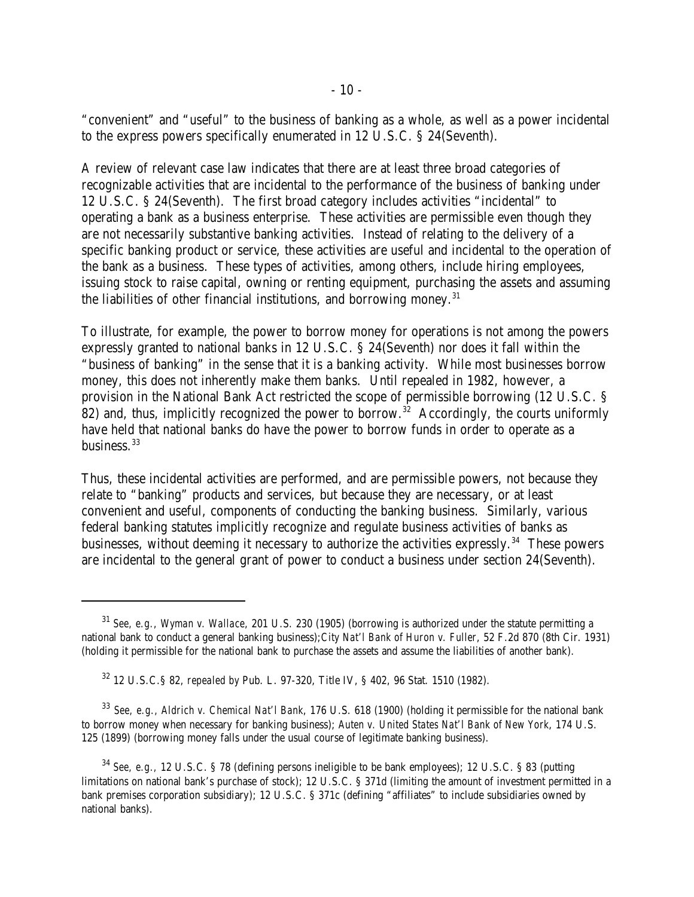"convenient" and "useful" to the business of banking as a whole, as well as a power incidental to the express powers specifically enumerated in 12 U.S.C. § 24(Seventh).

A review of relevant case law indicates that there are at least three broad categories of recognizable activities that are incidental to the performance of the business of banking under 12 U.S.C. § 24(Seventh). The first broad category includes activities "incidental" to operating a bank as a business enterprise. These activities are permissible even though they are not necessarily substantive banking activities. Instead of relating to the delivery of a specific banking product or service, these activities are useful and incidental to the operation of the bank as a business. These types of activities, among others, include hiring employees, issuing stock to raise capital, owning or renting equipment, purchasing the assets and assuming the liabilities of other financial institutions, and borrowing money.[31]

To illustrate, for example, the power to borrow money for operations is not among the powers expressly granted to national banks in 12 U.S.C. § 24(Seventh) nor does it fall within the "business of banking" in the sense that it is a banking activity. While most businesses borrow money, this does not inherently make them banks. Until repealed in 1982, however, a provision in the National Bank Act restricted the scope of permissible borrowing (12 U.S.C. § 82) and, thus, implicitly recognized the power to borrow.[32] Accordingly, the courts uniformly have held that national banks do have the power to borrow funds in order to operate as a business.[33]

Thus, these incidental activities are performed, and are permissible powers, not because they relate to "banking" products and services, but because they are necessary, or at least convenient and useful, components of conducting the banking business. Similarly, various federal banking statutes implicitly recognize and regulate business activities of banks as businesses, without deeming it necessary to authorize the activities expressly.[34] These powers are incidental to the general grant of power to conduct a business under section 24(Seventh).

---

[31] *See, e.g.*, *Wyman v. Wallace*, 201 U.S. 230 (1905) (borrowing is authorized under the statute permitting a national bank to conduct a general banking business); *City Nat'l Bank of Huron v. Fuller*, 52 F.2d 870 (8th Cir. 1931) (holding it permissible for the national bank to purchase the assets and assume the liabilities of another bank).

[32] 12 U.S.C.§ 82, *repealed by* Pub. L. 97-320, Title IV, § 402, 96 Stat. 1510 (1982).

[33] *See, e.g.*, *Aldrich v. Chemical Nat'l Bank*, 176 U.S. 618 (1900) (holding it permissible for the national bank to borrow money when necessary for banking business); *Auten v. United States Nat'l Bank of New York*, 174 U.S. 125 (1899) (borrowing money falls under the usual course of legitimate banking business).

[34] *See, e.g.*, 12 U.S.C. § 78 (defining persons ineligible to be bank employees); 12 U.S.C. § 83 (putting limitations on national bank's purchase of stock); 12 U.S.C. § 371d (limiting the amount of investment permitted in a bank premises corporation subsidiary); 12 U.S.C. § 371c (defining "affiliates" to include subsidiaries owned by national banks).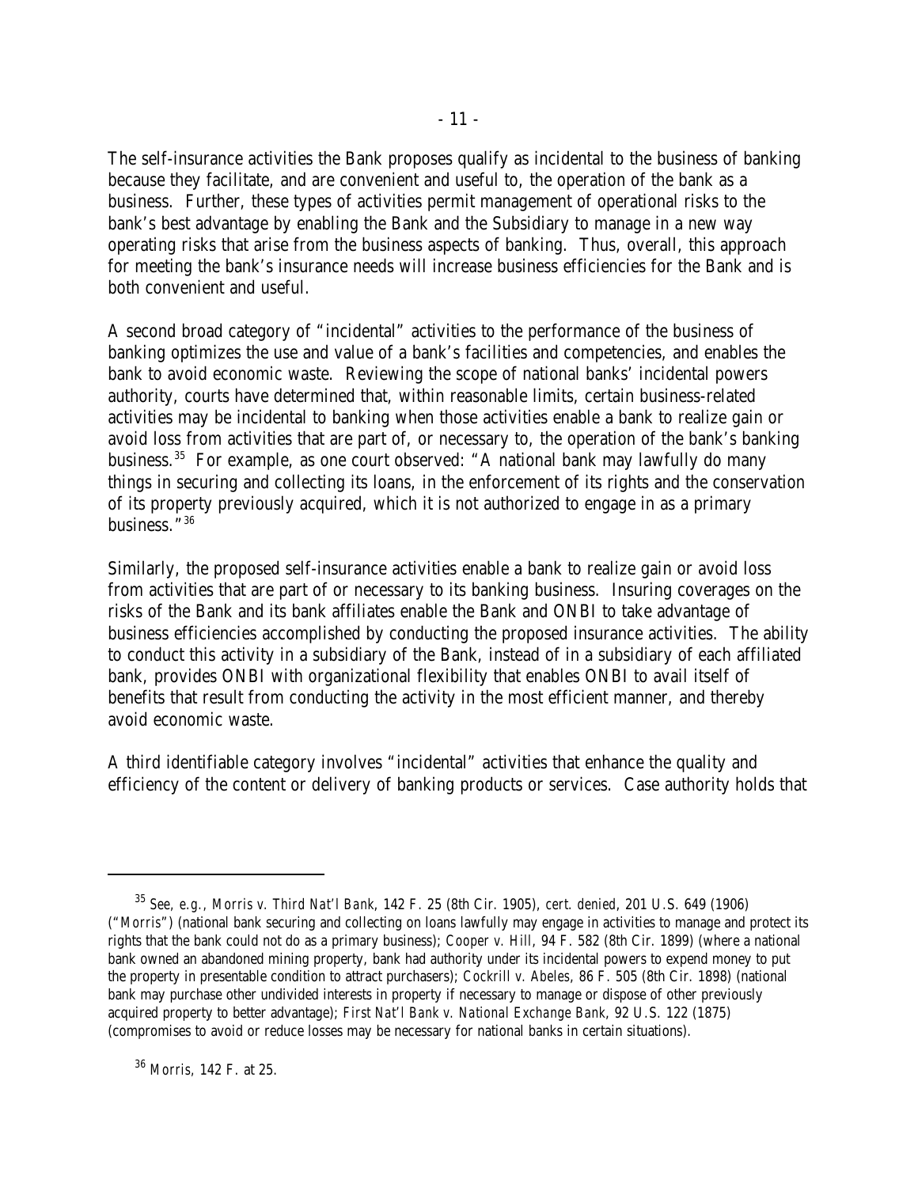The self-insurance activities the Bank proposes qualify as incidental to the business of banking because they facilitate, and are convenient and useful to, the operation of the bank as a business. Further, these types of activities permit management of operational risks to the bank's best advantage by enabling the Bank and the Subsidiary to manage in a new way operating risks that arise from the business aspects of banking. Thus, overall, this approach for meeting the bank's insurance needs will increase business efficiencies for the Bank and is both convenient and useful.

A second broad category of "incidental" activities to the performance of the business of banking optimizes the use and value of a bank's facilities and competencies, and enables the bank to avoid economic waste. Reviewing the scope of national banks' incidental powers authority, courts have determined that, within reasonable limits, certain business-related activities may be incidental to banking when those activities enable a bank to realize gain or avoid loss from activities that are part of, or necessary to, the operation of the bank's banking business.[35] For example, as one court observed: "A national bank may lawfully do many things in securing and collecting its loans, in the enforcement of its rights and the conservation of its property previously acquired, which it is not authorized to engage in as a primary business."[36]

Similarly, the proposed self-insurance activities enable a bank to realize gain or avoid loss from activities that are part of or necessary to its banking business. Insuring coverages on the risks of the Bank and its bank affiliates enable the Bank and ONBI to take advantage of business efficiencies accomplished by conducting the proposed insurance activities. The ability to conduct this activity in a subsidiary of the Bank, instead of in a subsidiary of each affiliated bank, provides ONBI with organizational flexibility that enables ONBI to avail itself of benefits that result from conducting the activity in the most efficient manner, and thereby avoid economic waste.

A third identifiable category involves "incidental" activities that enhance the quality and efficiency of the content or delivery of banking products or services. Case authority holds that

---

[35] *See, e.g.*, *Morris v. Third Nat'l Bank*, 142 F. 25 (8th Cir. 1905), *cert. denied*, 201 U.S. 649 (1906) ("*Morris*") (national bank securing and collecting on loans lawfully may engage in activities to manage and protect its rights that the bank could not do as a primary business); *Cooper v. Hill*, 94 F. 582 (8th Cir. 1899) (where a national bank owned an abandoned mining property, bank had authority under its incidental powers to expend money to put the property in presentable condition to attract purchasers); *Cockrill v. Abeles*, 86 F. 505 (8th Cir. 1898) (national bank may purchase other undivided interests in property if necessary to manage or dispose of other previously acquired property to better advantage); *First Nat'l Bank v. National Exchange Bank*, 92 U.S. 122 (1875) (compromises to avoid or reduce losses may be necessary for national banks in certain situations).

[36] *Morris*, 142 F. at 25.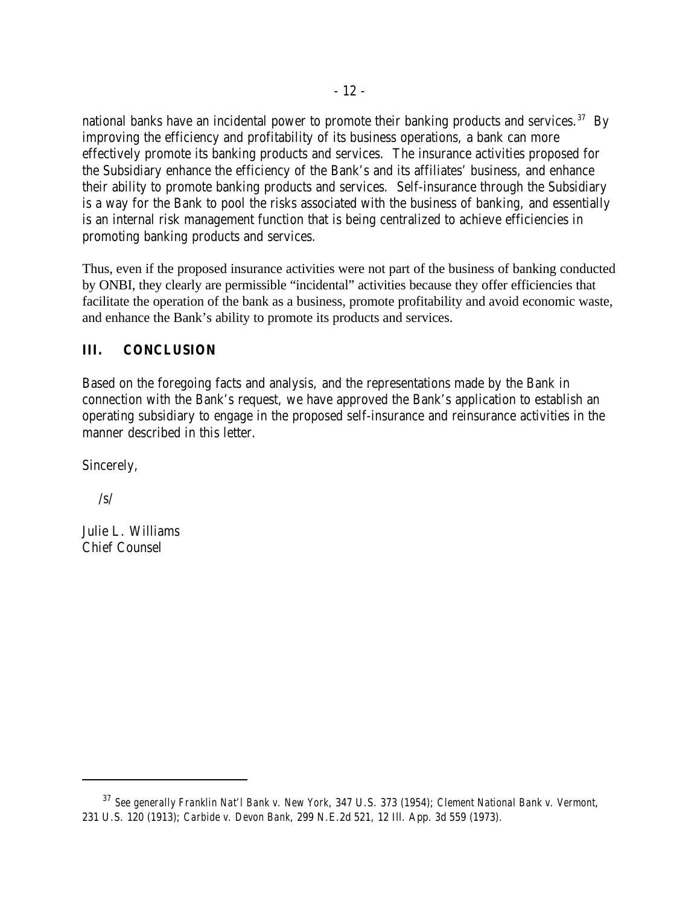national banks have an incidental power to promote their banking products and services.[37] By improving the efficiency and profitability of its business operations, a bank can more effectively promote its banking products and services. The insurance activities proposed for the Subsidiary enhance the efficiency of the Bank's and its affiliates' business, and enhance their ability to promote banking products and services. Self-insurance through the Subsidiary is a way for the Bank to pool the risks associated with the business of banking, and essentially is an internal risk management function that is being centralized to achieve efficiencies in promoting banking products and services.

Thus, even if the proposed insurance activities were not part of the business of banking conducted by ONBI, they clearly are permissible "incidental" activities because they offer efficiencies that facilitate the operation of the bank as a business, promote profitability and avoid economic waste, and enhance the Bank's ability to promote its products and services.

## III. CONCLUSION

Based on the foregoing facts and analysis, and the representations made by the Bank in connection with the Bank's request, we have approved the Bank's application to establish an operating subsidiary to engage in the proposed self-insurance and reinsurance activities in the manner described in this letter.

Sincerely,

/s/

Julie L. Williams
Chief Counsel

---

[37] *See generally Franklin Nat'l Bank v. New York*, 347 U.S. 373 (1954); *Clement National Bank v. Vermont*, 231 U.S. 120 (1913); *Carbide v. Devon Bank*, 299 N.E.2d 521, 12 Ill. App. 3d 559 (1973).